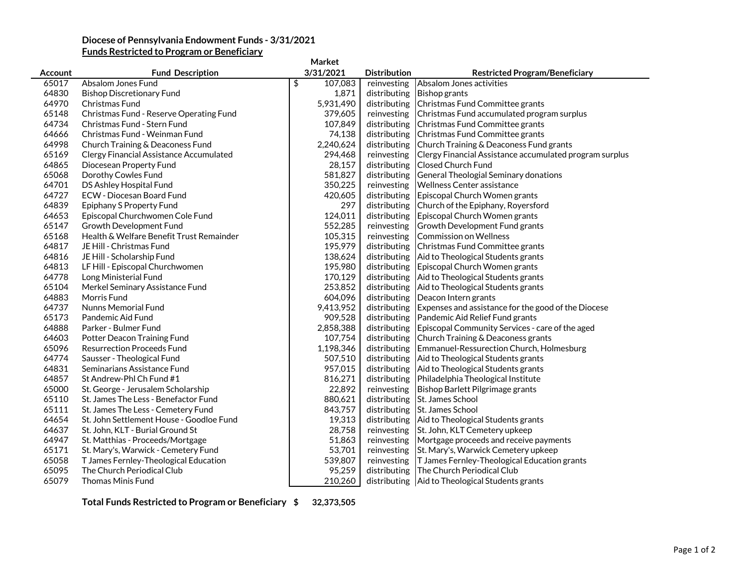**Diocese of Pennsylvania Endowment Funds - 3/31/2021**

**Funds Restricted to Program or Beneficiary**

| Account | Fund Description | Market 3/31/2021 | Distribution | Restricted Program/Beneficiary |
|---|---|---|---|---|
| 65017 | Absalom Jones Fund | $ 107,083 | reinvesting | Absalom Jones activities |
| 64830 | Bishop Discretionary Fund | 1,871 | distributing | Bishop grants |
| 64970 | Christmas Fund | 5,931,490 | distributing | Christmas Fund Committee grants |
| 65148 | Christmas Fund - Reserve Operating Fund | 379,605 | reinvesting | Christmas Fund accumulated program surplus |
| 64734 | Christmas Fund - Stern Fund | 107,849 | distributing | Christmas Fund Committee grants |
| 64666 | Christmas Fund - Weinman Fund | 74,138 | distributing | Christmas Fund Committee grants |
| 64998 | Church Training & Deaconess Fund | 2,240,624 | distributing | Church Training & Deaconess Fund grants |
| 65169 | Clergy Financial Assistance Accumulated | 294,468 | reinvesting | Clergy Financial Assistance accumulated program surplus |
| 64865 | Diocesean Property Fund | 28,157 | distributing | Closed Church Fund |
| 65068 | Dorothy Cowles Fund | 581,827 | distributing | General Theologial Seminary donations |
| 64701 | DS Ashley Hospital Fund | 350,225 | reinvesting | Wellness Center assistance |
| 64727 | ECW - Diocesan Board Fund | 420,605 | distributing | Episcopal Church Women grants |
| 64839 | Epiphany S Property Fund | 297 | distributing | Church of the Epiphany, Royersford |
| 64653 | Episcopal Churchwomen Cole Fund | 124,011 | distributing | Episcopal Church Women grants |
| 65147 | Growth Development Fund | 552,285 | reinvesting | Growth Development Fund grants |
| 65168 | Health & Welfare Benefit Trust Remainder | 105,315 | reinvesting | Commission on Wellness |
| 64817 | JE Hill - Christmas Fund | 195,979 | distributing | Christmas Fund Committee grants |
| 64816 | JE Hill - Scholarship Fund | 138,624 | distributing | Aid to Theological Students grants |
| 64813 | LF Hill - Episcopal Churchwomen | 195,980 | distributing | Episcopal Church Women grants |
| 64778 | Long Ministerial Fund | 170,129 | distributing | Aid to Theological Students grants |
| 65104 | Merkel Seminary Assistance Fund | 253,852 | distributing | Aid to Theological Students grants |
| 64883 | Morris Fund | 604,096 | distributing | Deacon Intern grants |
| 64737 | Nunns Memorial Fund | 9,413,952 | distributing | Expenses and assistance for the good of the Diocese |
| 65173 | Pandemic Aid Fund | 909,528 | distributing | Pandemic Aid Relief Fund grants |
| 64888 | Parker - Bulmer Fund | 2,858,388 | distributing | Episcopal Community Services - care of the aged |
| 64603 | Potter Deacon Training Fund | 107,754 | distributing | Church Training & Deaconess grants |
| 65096 | Resurrection Proceeds Fund | 1,198,346 | distributing | Emmanuel-Ressurection Church, Holmesburg |
| 64774 | Sausser - Theological Fund | 507,510 | distributing | Aid to Theological Students grants |
| 64831 | Seminarians Assistance Fund | 957,015 | distributing | Aid to Theological Students grants |
| 64857 | St Andrew-Phl Ch Fund #1 | 816,271 | distributing | Philadelphia Theological Institute |
| 65000 | St. George - Jerusalem Scholarship | 22,892 | reinvesting | Bishop Barlett Pilgrimage grants |
| 65110 | St. James The Less - Benefactor Fund | 880,621 | distributing | St. James School |
| 65111 | St. James The Less - Cemetery Fund | 843,757 | distributing | St. James School |
| 64654 | St. John Settlement House - Goodloe Fund | 19,313 | distributing | Aid to Theological Students grants |
| 64637 | St. John, KLT - Burial Ground St | 28,758 | reinvesting | St. John, KLT Cemetery upkeep |
| 64947 | St. Matthias - Proceeds/Mortgage | 51,863 | reinvesting | Mortgage proceeds and receive payments |
| 65171 | St. Mary's, Warwick - Cemetery Fund | 53,701 | reinvesting | St. Mary's, Warwick Cemetery upkeep |
| 65058 | T James Fernley-Theological Education | 539,807 | reinvesting | T James Fernley-Theological Education grants |
| 65095 | The Church Periodical Club | 95,259 | distributing | The Church Periodical Club |
| 65079 | Thomas Minis Fund | 210,260 | distributing | Aid to Theological Students grants |
| | **Total Funds Restricted to Program or Beneficiary** | **$ 32,373,505** | | |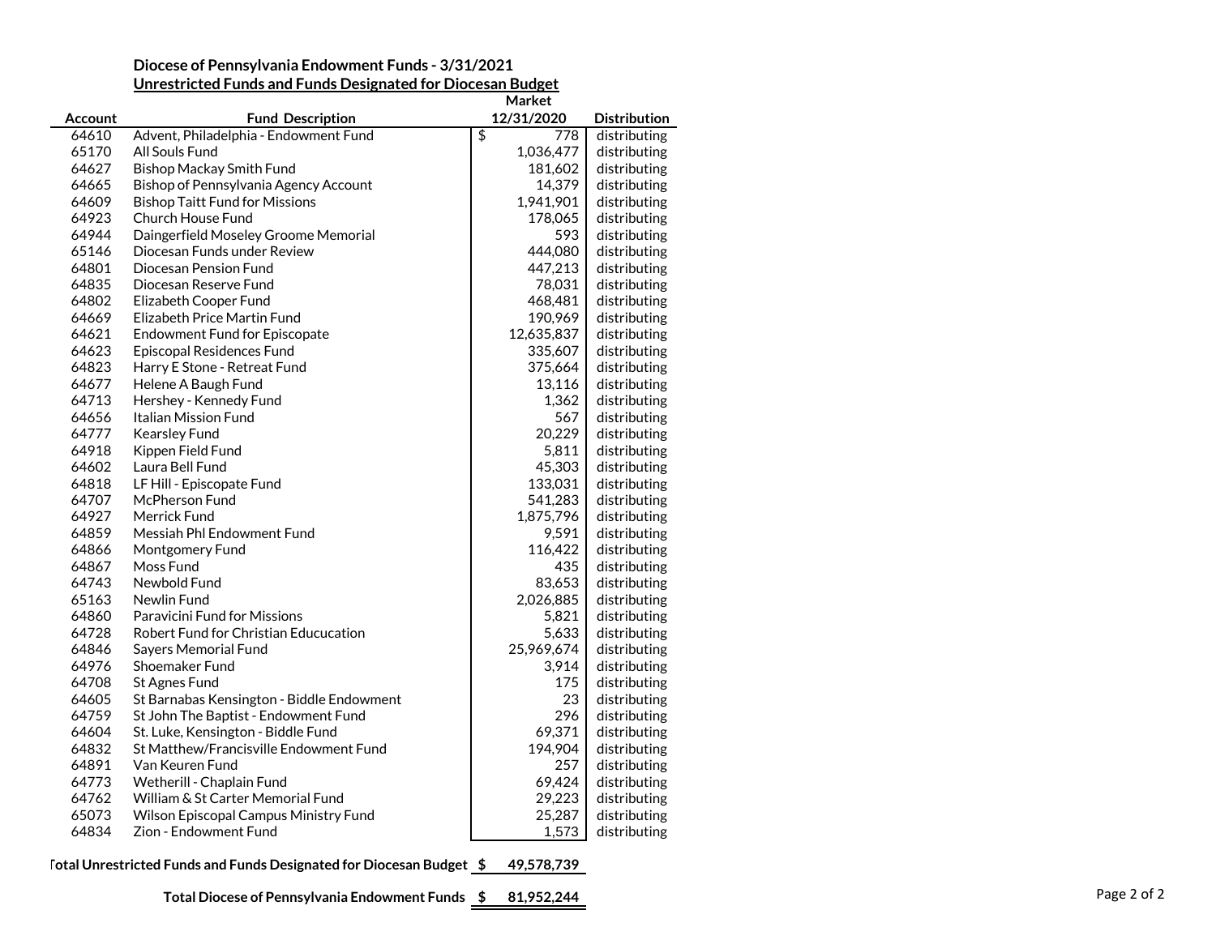**Diocese of Pennsylvania Endowment Funds - 3/31/2021**

**Unrestricted Funds and Funds Designated for Diocesan Budget**

| Account | Fund Description | Market 12/31/2020 | Distribution |
|---|---|---|---|
| 64610 | Advent, Philadelphia - Endowment Fund | $ 778 | distributing |
| 65170 | All Souls Fund | 1,036,477 | distributing |
| 64627 | Bishop Mackay Smith Fund | 181,602 | distributing |
| 64665 | Bishop of Pennsylvania Agency Account | 14,379 | distributing |
| 64609 | Bishop Taitt Fund for Missions | 1,941,901 | distributing |
| 64923 | Church House Fund | 178,065 | distributing |
| 64944 | Daingerfield Moseley Groome Memorial | 593 | distributing |
| 65146 | Diocesan Funds under Review | 444,080 | distributing |
| 64801 | Diocesan Pension Fund | 447,213 | distributing |
| 64835 | Diocesan Reserve Fund | 78,031 | distributing |
| 64802 | Elizabeth Cooper Fund | 468,481 | distributing |
| 64669 | Elizabeth Price Martin Fund | 190,969 | distributing |
| 64621 | Endowment Fund for Episcopate | 12,635,837 | distributing |
| 64623 | Episcopal Residences Fund | 335,607 | distributing |
| 64823 | Harry E Stone - Retreat Fund | 375,664 | distributing |
| 64677 | Helene A Baugh Fund | 13,116 | distributing |
| 64713 | Hershey - Kennedy Fund | 1,362 | distributing |
| 64656 | Italian Mission Fund | 567 | distributing |
| 64777 | Kearsley Fund | 20,229 | distributing |
| 64918 | Kippen Field Fund | 5,811 | distributing |
| 64602 | Laura Bell Fund | 45,303 | distributing |
| 64818 | LF Hill - Episcopate Fund | 133,031 | distributing |
| 64707 | McPherson Fund | 541,283 | distributing |
| 64927 | Merrick Fund | 1,875,796 | distributing |
| 64859 | Messiah Phl Endowment Fund | 9,591 | distributing |
| 64866 | Montgomery Fund | 116,422 | distributing |
| 64867 | Moss Fund | 435 | distributing |
| 64743 | Newbold Fund | 83,653 | distributing |
| 65163 | Newlin Fund | 2,026,885 | distributing |
| 64860 | Paravicini Fund for Missions | 5,821 | distributing |
| 64728 | Robert Fund for Christian Educucation | 5,633 | distributing |
| 64846 | Sayers Memorial Fund | 25,969,674 | distributing |
| 64976 | Shoemaker Fund | 3,914 | distributing |
| 64708 | St Agnes Fund | 175 | distributing |
| 64605 | St Barnabas Kensington - Biddle Endowment | 23 | distributing |
| 64759 | St John The Baptist - Endowment Fund | 296 | distributing |
| 64604 | St. Luke, Kensington - Biddle Fund | 69,371 | distributing |
| 64832 | St Matthew/Francisville Endowment Fund | 194,904 | distributing |
| 64891 | Van Keuren Fund | 257 | distributing |
| 64773 | Wetherill - Chaplain Fund | 69,424 | distributing |
| 64762 | William & St Carter Memorial Fund | 29,223 | distributing |
| 65073 | Wilson Episcopal Campus Ministry Fund | 25,287 | distributing |
| 64834 | Zion - Endowment Fund | 1,573 | distributing |
| | **Total Unrestricted Funds and Funds Designated for Diocesan Budget** | **$ 49,578,739** | |
| | **Total Diocese of Pennsylvania Endowment Funds** | **$ 81,952,244** | |